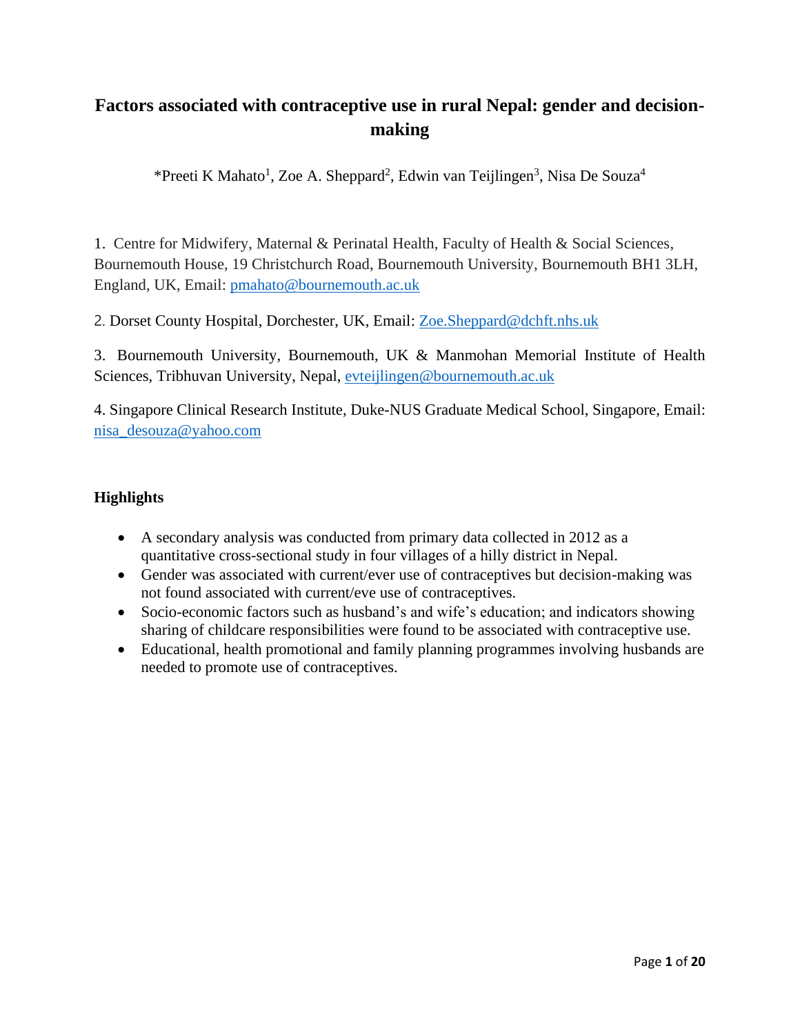# Factors associated with contraceptive use in rural Nepal: gender and decision-making

*Preeti K Mahato[1], Zoe A. Sheppard[2], Edwin van Teijlingen[3], Nisa De Souza[4]

1. Centre for Midwifery, Maternal & Perinatal Health, Faculty of Health & Social Sciences, Bournemouth House, 19 Christchurch Road, Bournemouth University, Bournemouth BH1 3LH, England, UK, Email: pmahato@bournemouth.ac.uk

2. Dorset County Hospital, Dorchester, UK, Email: Zoe.Sheppard@dchft.nhs.uk

3. Bournemouth University, Bournemouth, UK & Manmohan Memorial Institute of Health Sciences, Tribhuvan University, Nepal, evteijlingen@bournemouth.ac.uk

4. Singapore Clinical Research Institute, Duke-NUS Graduate Medical School, Singapore, Email: nisa_desouza@yahoo.com

## Highlights

- A secondary analysis was conducted from primary data collected in 2012 as a quantitative cross-sectional study in four villages of a hilly district in Nepal.
- Gender was associated with current/ever use of contraceptives but decision-making was not found associated with current/eve use of contraceptives.
- Socio-economic factors such as husband's and wife's education; and indicators showing sharing of childcare responsibilities were found to be associated with contraceptive use.
- Educational, health promotional and family planning programmes involving husbands are needed to promote use of contraceptives.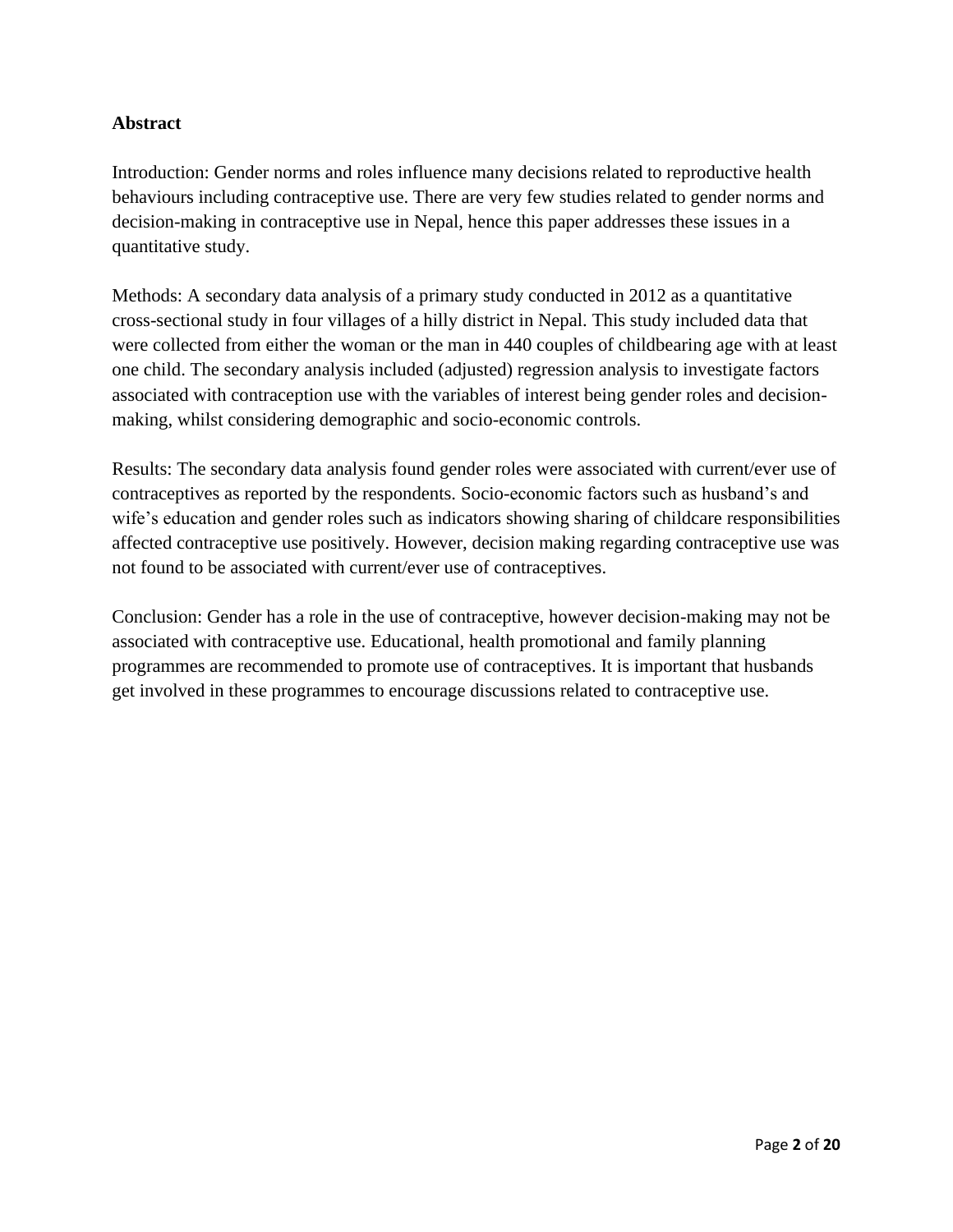## Abstract

Introduction: Gender norms and roles influence many decisions related to reproductive health behaviours including contraceptive use. There are very few studies related to gender norms and decision-making in contraceptive use in Nepal, hence this paper addresses these issues in a quantitative study.

Methods: A secondary data analysis of a primary study conducted in 2012 as a quantitative cross-sectional study in four villages of a hilly district in Nepal. This study included data that were collected from either the woman or the man in 440 couples of childbearing age with at least one child. The secondary analysis included (adjusted) regression analysis to investigate factors associated with contraception use with the variables of interest being gender roles and decision-making, whilst considering demographic and socio-economic controls.

Results: The secondary data analysis found gender roles were associated with current/ever use of contraceptives as reported by the respondents. Socio-economic factors such as husband's and wife's education and gender roles such as indicators showing sharing of childcare responsibilities affected contraceptive use positively. However, decision making regarding contraceptive use was not found to be associated with current/ever use of contraceptives.

Conclusion: Gender has a role in the use of contraceptive, however decision-making may not be associated with contraceptive use. Educational, health promotional and family planning programmes are recommended to promote use of contraceptives. It is important that husbands get involved in these programmes to encourage discussions related to contraceptive use.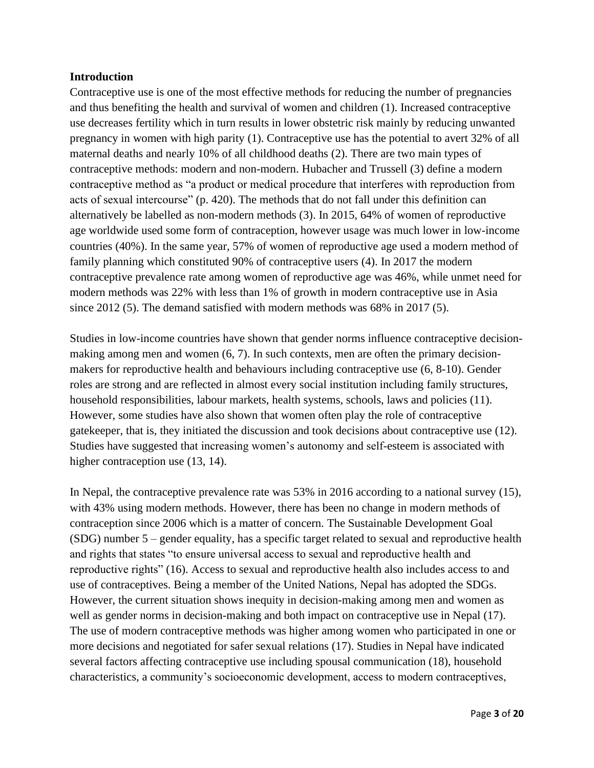## Introduction

Contraceptive use is one of the most effective methods for reducing the number of pregnancies and thus benefiting the health and survival of women and children (1). Increased contraceptive use decreases fertility which in turn results in lower obstetric risk mainly by reducing unwanted pregnancy in women with high parity (1). Contraceptive use has the potential to avert 32% of all maternal deaths and nearly 10% of all childhood deaths (2). There are two main types of contraceptive methods: modern and non-modern. Hubacher and Trussell (3) define a modern contraceptive method as "a product or medical procedure that interferes with reproduction from acts of sexual intercourse" (p. 420). The methods that do not fall under this definition can alternatively be labelled as non-modern methods (3). In 2015, 64% of women of reproductive age worldwide used some form of contraception, however usage was much lower in low-income countries (40%). In the same year, 57% of women of reproductive age used a modern method of family planning which constituted 90% of contraceptive users (4). In 2017 the modern contraceptive prevalence rate among women of reproductive age was 46%, while unmet need for modern methods was 22% with less than 1% of growth in modern contraceptive use in Asia since 2012 (5). The demand satisfied with modern methods was 68% in 2017 (5).

Studies in low-income countries have shown that gender norms influence contraceptive decision-making among men and women (6, 7). In such contexts, men are often the primary decision-makers for reproductive health and behaviours including contraceptive use (6, 8-10). Gender roles are strong and are reflected in almost every social institution including family structures, household responsibilities, labour markets, health systems, schools, laws and policies (11). However, some studies have also shown that women often play the role of contraceptive gatekeeper, that is, they initiated the discussion and took decisions about contraceptive use (12). Studies have suggested that increasing women's autonomy and self-esteem is associated with higher contraception use (13, 14).

In Nepal, the contraceptive prevalence rate was 53% in 2016 according to a national survey (15), with 43% using modern methods. However, there has been no change in modern methods of contraception since 2006 which is a matter of concern. The Sustainable Development Goal (SDG) number 5 – gender equality, has a specific target related to sexual and reproductive health and rights that states "to ensure universal access to sexual and reproductive health and reproductive rights" (16). Access to sexual and reproductive health also includes access to and use of contraceptives. Being a member of the United Nations, Nepal has adopted the SDGs. However, the current situation shows inequity in decision-making among men and women as well as gender norms in decision-making and both impact on contraceptive use in Nepal (17). The use of modern contraceptive methods was higher among women who participated in one or more decisions and negotiated for safer sexual relations (17). Studies in Nepal have indicated several factors affecting contraceptive use including spousal communication (18), household characteristics, a community's socioeconomic development, access to modern contraceptives,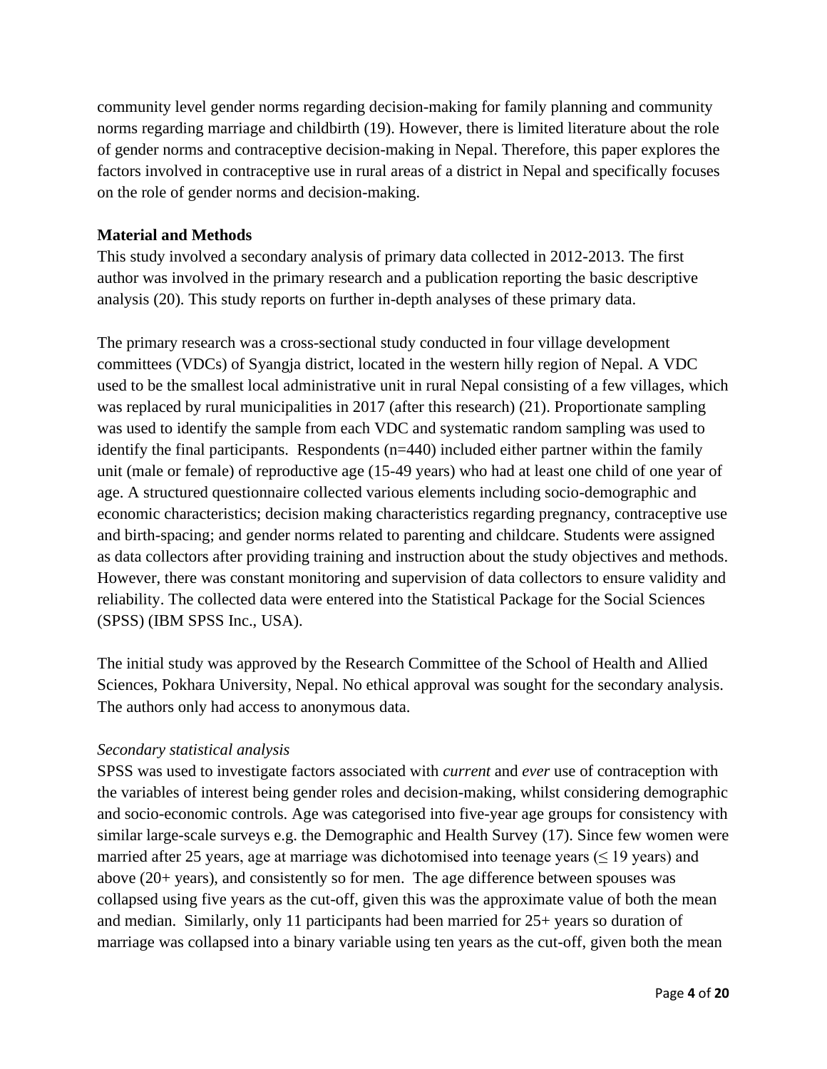community level gender norms regarding decision-making for family planning and community norms regarding marriage and childbirth (19). However, there is limited literature about the role of gender norms and contraceptive decision-making in Nepal. Therefore, this paper explores the factors involved in contraceptive use in rural areas of a district in Nepal and specifically focuses on the role of gender norms and decision-making.

**Material and Methods**

This study involved a secondary analysis of primary data collected in 2012-2013. The first author was involved in the primary research and a publication reporting the basic descriptive analysis (20). This study reports on further in-depth analyses of these primary data.

The primary research was a cross-sectional study conducted in four village development committees (VDCs) of Syangja district, located in the western hilly region of Nepal. A VDC used to be the smallest local administrative unit in rural Nepal consisting of a few villages, which was replaced by rural municipalities in 2017 (after this research) (21). Proportionate sampling was used to identify the sample from each VDC and systematic random sampling was used to identify the final participants. Respondents (n=440) included either partner within the family unit (male or female) of reproductive age (15-49 years) who had at least one child of one year of age. A structured questionnaire collected various elements including socio-demographic and economic characteristics; decision making characteristics regarding pregnancy, contraceptive use and birth-spacing; and gender norms related to parenting and childcare. Students were assigned as data collectors after providing training and instruction about the study objectives and methods. However, there was constant monitoring and supervision of data collectors to ensure validity and reliability. The collected data were entered into the Statistical Package for the Social Sciences (SPSS) (IBM SPSS Inc., USA).

The initial study was approved by the Research Committee of the School of Health and Allied Sciences, Pokhara University, Nepal. No ethical approval was sought for the secondary analysis. The authors only had access to anonymous data.

*Secondary statistical analysis*

SPSS was used to investigate factors associated with *current* and *ever* use of contraception with the variables of interest being gender roles and decision-making, whilst considering demographic and socio-economic controls. Age was categorised into five-year age groups for consistency with similar large-scale surveys e.g. the Demographic and Health Survey (17). Since few women were married after 25 years, age at marriage was dichotomised into teenage years (≤ 19 years) and above (20+ years), and consistently so for men. The age difference between spouses was collapsed using five years as the cut-off, given this was the approximate value of both the mean and median. Similarly, only 11 participants had been married for 25+ years so duration of marriage was collapsed into a binary variable using ten years as the cut-off, given both the mean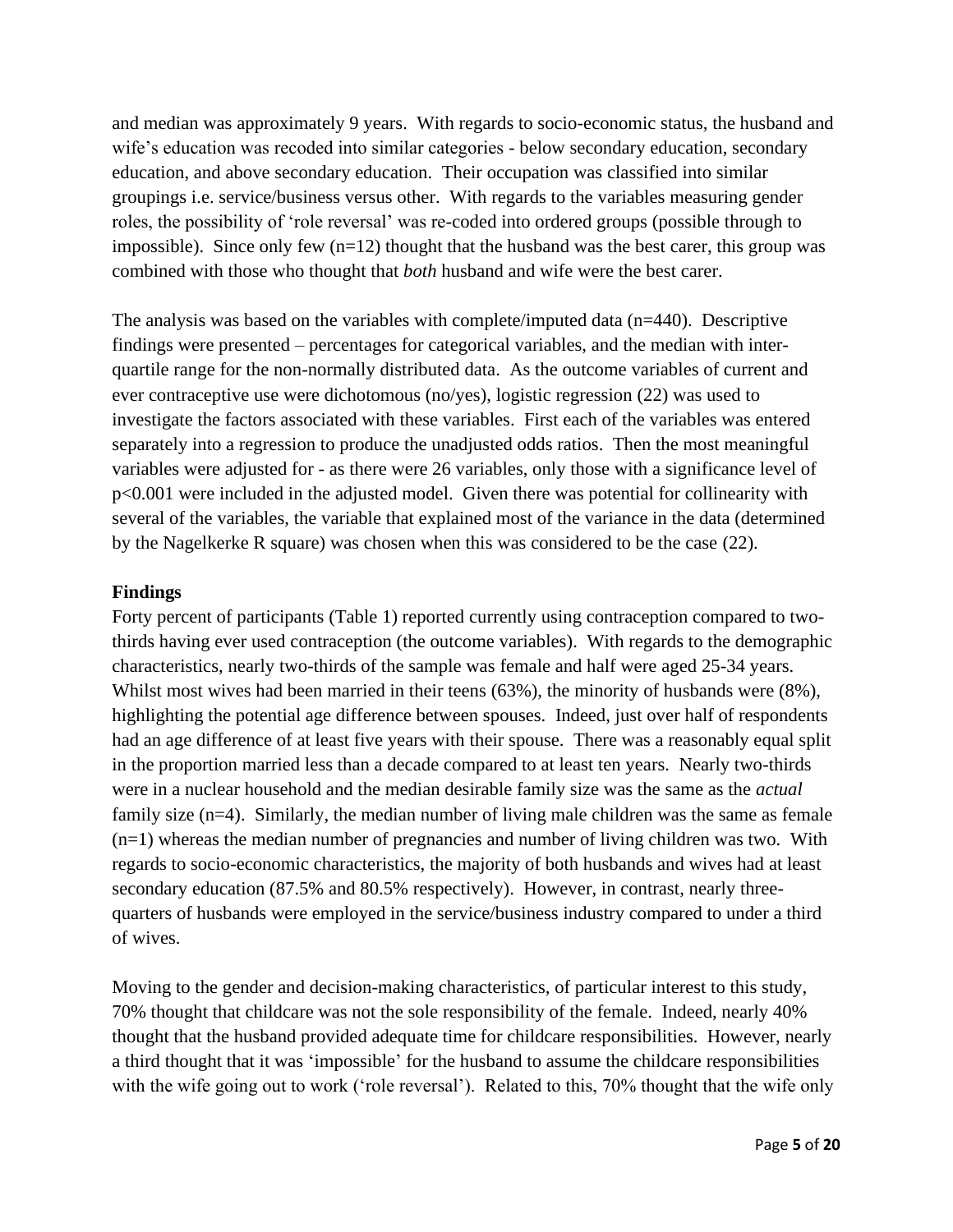and median was approximately 9 years. With regards to socio-economic status, the husband and wife's education was recoded into similar categories - below secondary education, secondary education, and above secondary education. Their occupation was classified into similar groupings i.e. service/business versus other. With regards to the variables measuring gender roles, the possibility of 'role reversal' was re-coded into ordered groups (possible through to impossible). Since only few (n=12) thought that the husband was the best carer, this group was combined with those who thought that *both* husband and wife were the best carer.

The analysis was based on the variables with complete/imputed data (n=440). Descriptive findings were presented – percentages for categorical variables, and the median with inter-quartile range for the non-normally distributed data. As the outcome variables of current and ever contraceptive use were dichotomous (no/yes), logistic regression (22) was used to investigate the factors associated with these variables. First each of the variables was entered separately into a regression to produce the unadjusted odds ratios. Then the most meaningful variables were adjusted for - as there were 26 variables, only those with a significance level of $p<0.001$ were included in the adjusted model. Given there was potential for collinearity with several of the variables, the variable that explained most of the variance in the data (determined by the Nagelkerke R square) was chosen when this was considered to be the case (22).

## Findings

Forty percent of participants (Table 1) reported currently using contraception compared to two-thirds having ever used contraception (the outcome variables). With regards to the demographic characteristics, nearly two-thirds of the sample was female and half were aged 25-34 years. Whilst most wives had been married in their teens (63%), the minority of husbands were (8%), highlighting the potential age difference between spouses. Indeed, just over half of respondents had an age difference of at least five years with their spouse. There was a reasonably equal split in the proportion married less than a decade compared to at least ten years. Nearly two-thirds were in a nuclear household and the median desirable family size was the same as the *actual* family size (n=4). Similarly, the median number of living male children was the same as female (n=1) whereas the median number of pregnancies and number of living children was two. With regards to socio-economic characteristics, the majority of both husbands and wives had at least secondary education (87.5% and 80.5% respectively). However, in contrast, nearly three-quarters of husbands were employed in the service/business industry compared to under a third of wives.

Moving to the gender and decision-making characteristics, of particular interest to this study, 70% thought that childcare was not the sole responsibility of the female. Indeed, nearly 40% thought that the husband provided adequate time for childcare responsibilities. However, nearly a third thought that it was 'impossible' for the husband to assume the childcare responsibilities with the wife going out to work ('role reversal'). Related to this, 70% thought that the wife only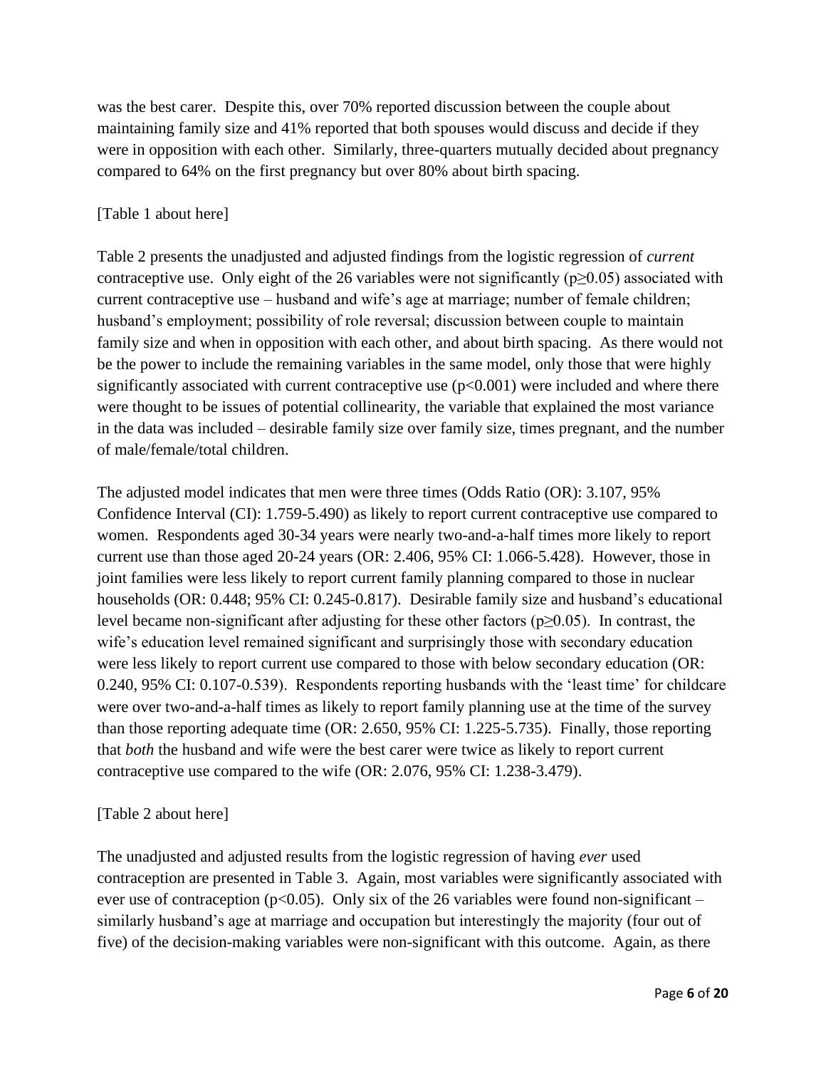was the best carer. Despite this, over 70% reported discussion between the couple about maintaining family size and 41% reported that both spouses would discuss and decide if they were in opposition with each other. Similarly, three-quarters mutually decided about pregnancy compared to 64% on the first pregnancy but over 80% about birth spacing.

[Table 1 about here]

Table 2 presents the unadjusted and adjusted findings from the logistic regression of *current* contraceptive use. Only eight of the 26 variables were not significantly ($p \geq 0.05$) associated with current contraceptive use – husband and wife's age at marriage; number of female children; husband's employment; possibility of role reversal; discussion between couple to maintain family size and when in opposition with each other, and about birth spacing. As there would not be the power to include the remaining variables in the same model, only those that were highly significantly associated with current contraceptive use ($p<0.001$) were included and where there were thought to be issues of potential collinearity, the variable that explained the most variance in the data was included – desirable family size over family size, times pregnant, and the number of male/female/total children.

The adjusted model indicates that men were three times (Odds Ratio (OR): 3.107, 95% Confidence Interval (CI): 1.759-5.490) as likely to report current contraceptive use compared to women. Respondents aged 30-34 years were nearly two-and-a-half times more likely to report current use than those aged 20-24 years (OR: 2.406, 95% CI: 1.066-5.428). However, those in joint families were less likely to report current family planning compared to those in nuclear households (OR: 0.448; 95% CI: 0.245-0.817). Desirable family size and husband's educational level became non-significant after adjusting for these other factors ($p \geq 0.05$). In contrast, the wife's education level remained significant and surprisingly those with secondary education were less likely to report current use compared to those with below secondary education (OR: 0.240, 95% CI: 0.107-0.539). Respondents reporting husbands with the 'least time' for childcare were over two-and-a-half times as likely to report family planning use at the time of the survey than those reporting adequate time (OR: 2.650, 95% CI: 1.225-5.735). Finally, those reporting that *both* the husband and wife were the best carer were twice as likely to report current contraceptive use compared to the wife (OR: 2.076, 95% CI: 1.238-3.479).

[Table 2 about here]

The unadjusted and adjusted results from the logistic regression of having *ever* used contraception are presented in Table 3. Again, most variables were significantly associated with ever use of contraception ($p<0.05$). Only six of the 26 variables were found non-significant – similarly husband's age at marriage and occupation but interestingly the majority (four out of five) of the decision-making variables were non-significant with this outcome. Again, as there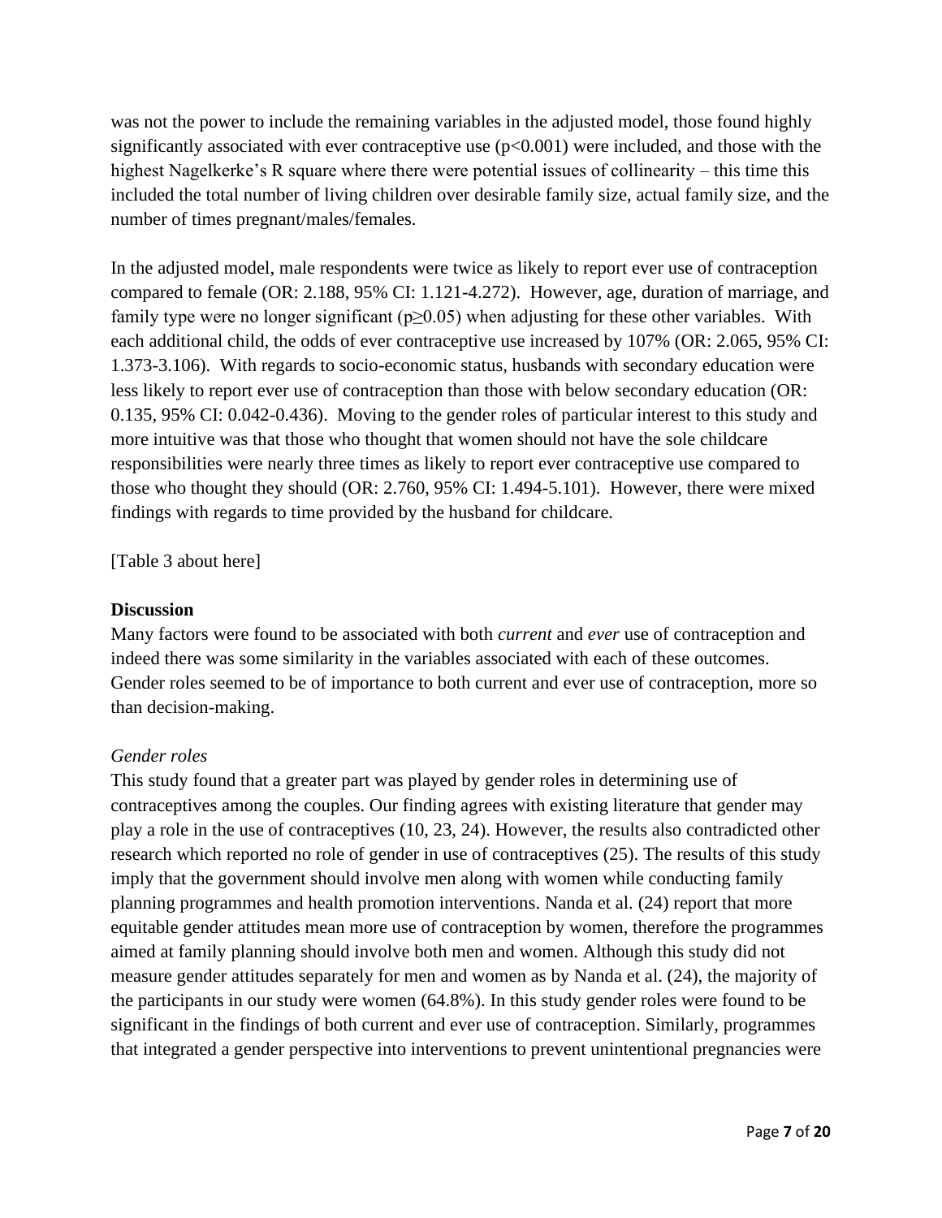was not the power to include the remaining variables in the adjusted model, those found highly significantly associated with ever contraceptive use ($p<0.001$) were included, and those with the highest Nagelkerke's R square where there were potential issues of collinearity – this time this included the total number of living children over desirable family size, actual family size, and the number of times pregnant/males/females.

In the adjusted model, male respondents were twice as likely to report ever use of contraception compared to female (OR: 2.188, 95% CI: 1.121-4.272). However, age, duration of marriage, and family type were no longer significant ($p\geq0.05$) when adjusting for these other variables. With each additional child, the odds of ever contraceptive use increased by 107% (OR: 2.065, 95% CI: 1.373-3.106). With regards to socio-economic status, husbands with secondary education were less likely to report ever use of contraception than those with below secondary education (OR: 0.135, 95% CI: 0.042-0.436). Moving to the gender roles of particular interest to this study and more intuitive was that those who thought that women should not have the sole childcare responsibilities were nearly three times as likely to report ever contraceptive use compared to those who thought they should (OR: 2.760, 95% CI: 1.494-5.101). However, there were mixed findings with regards to time provided by the husband for childcare.

[Table 3 about here]

**Discussion**

Many factors were found to be associated with both *current* and *ever* use of contraception and indeed there was some similarity in the variables associated with each of these outcomes. Gender roles seemed to be of importance to both current and ever use of contraception, more so than decision-making.

*Gender roles*

This study found that a greater part was played by gender roles in determining use of contraceptives among the couples. Our finding agrees with existing literature that gender may play a role in the use of contraceptives (10, 23, 24). However, the results also contradicted other research which reported no role of gender in use of contraceptives (25). The results of this study imply that the government should involve men along with women while conducting family planning programmes and health promotion interventions. Nanda et al. (24) report that more equitable gender attitudes mean more use of contraception by women, therefore the programmes aimed at family planning should involve both men and women. Although this study did not measure gender attitudes separately for men and women as by Nanda et al. (24), the majority of the participants in our study were women (64.8%). In this study gender roles were found to be significant in the findings of both current and ever use of contraception. Similarly, programmes that integrated a gender perspective into interventions to prevent unintentional pregnancies were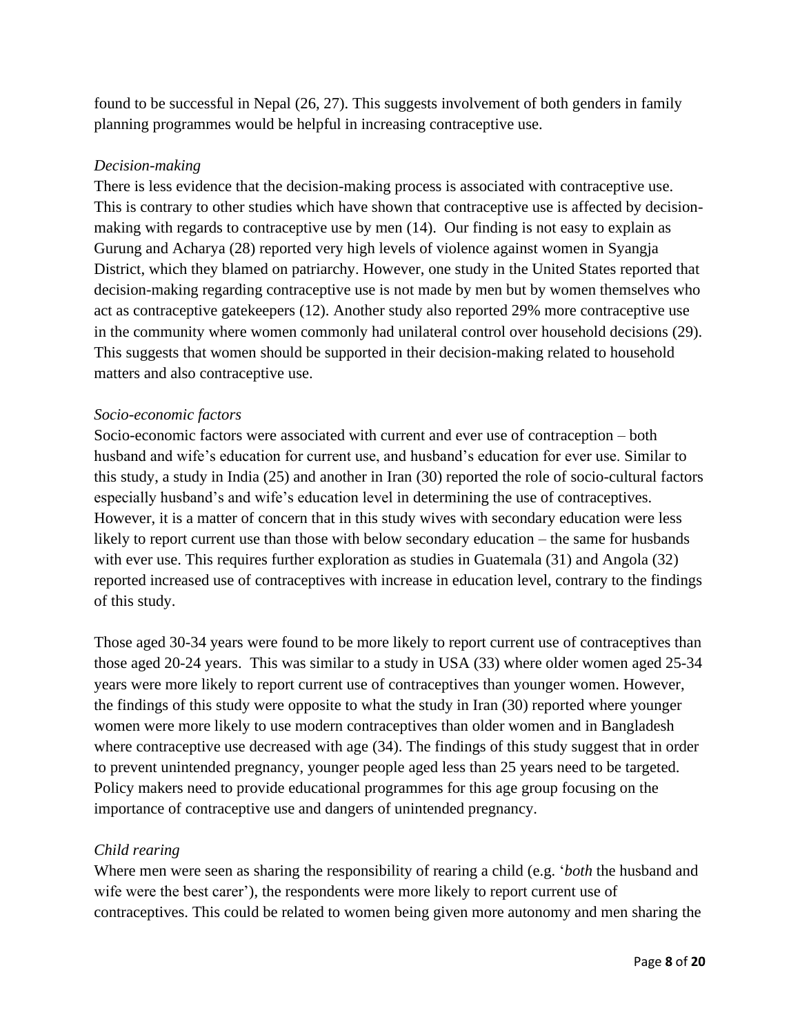found to be successful in Nepal (26, 27). This suggests involvement of both genders in family planning programmes would be helpful in increasing contraceptive use.

*Decision-making*

There is less evidence that the decision-making process is associated with contraceptive use. This is contrary to other studies which have shown that contraceptive use is affected by decision-making with regards to contraceptive use by men (14). Our finding is not easy to explain as Gurung and Acharya (28) reported very high levels of violence against women in Syangja District, which they blamed on patriarchy. However, one study in the United States reported that decision-making regarding contraceptive use is not made by men but by women themselves who act as contraceptive gatekeepers (12). Another study also reported 29% more contraceptive use in the community where women commonly had unilateral control over household decisions (29). This suggests that women should be supported in their decision-making related to household matters and also contraceptive use.

*Socio-economic factors*

Socio-economic factors were associated with current and ever use of contraception – both husband and wife's education for current use, and husband's education for ever use. Similar to this study, a study in India (25) and another in Iran (30) reported the role of socio-cultural factors especially husband's and wife's education level in determining the use of contraceptives. However, it is a matter of concern that in this study wives with secondary education were less likely to report current use than those with below secondary education – the same for husbands with ever use. This requires further exploration as studies in Guatemala (31) and Angola (32) reported increased use of contraceptives with increase in education level, contrary to the findings of this study.

Those aged 30-34 years were found to be more likely to report current use of contraceptives than those aged 20-24 years. This was similar to a study in USA (33) where older women aged 25-34 years were more likely to report current use of contraceptives than younger women. However, the findings of this study were opposite to what the study in Iran (30) reported where younger women were more likely to use modern contraceptives than older women and in Bangladesh where contraceptive use decreased with age (34). The findings of this study suggest that in order to prevent unintended pregnancy, younger people aged less than 25 years need to be targeted. Policy makers need to provide educational programmes for this age group focusing on the importance of contraceptive use and dangers of unintended pregnancy.

*Child rearing*

Where men were seen as sharing the responsibility of rearing a child (e.g. '*both* the husband and wife were the best carer'), the respondents were more likely to report current use of contraceptives. This could be related to women being given more autonomy and men sharing the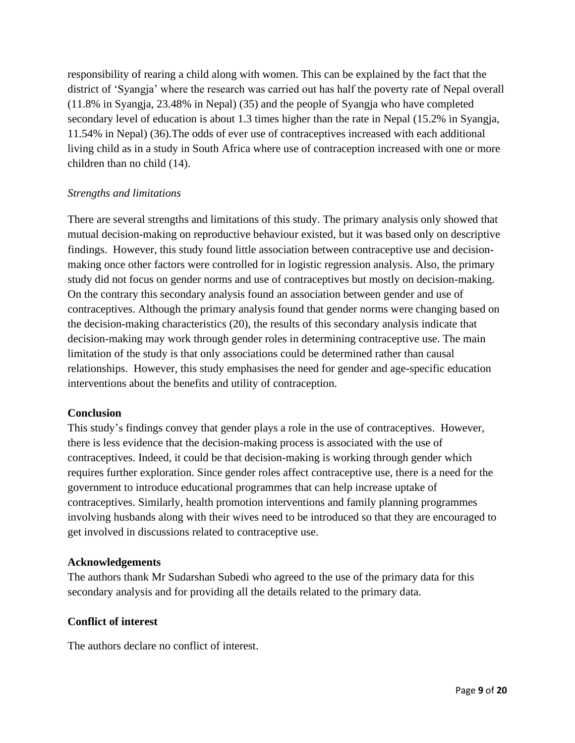responsibility of rearing a child along with women. This can be explained by the fact that the district of 'Syangja' where the research was carried out has half the poverty rate of Nepal overall (11.8% in Syangja, 23.48% in Nepal) (35) and the people of Syangja who have completed secondary level of education is about 1.3 times higher than the rate in Nepal (15.2% in Syangja, 11.54% in Nepal) (36).The odds of ever use of contraceptives increased with each additional living child as in a study in South Africa where use of contraception increased with one or more children than no child (14).

*Strengths and limitations*

There are several strengths and limitations of this study. The primary analysis only showed that mutual decision-making on reproductive behaviour existed, but it was based only on descriptive findings. However, this study found little association between contraceptive use and decision-making once other factors were controlled for in logistic regression analysis. Also, the primary study did not focus on gender norms and use of contraceptives but mostly on decision-making. On the contrary this secondary analysis found an association between gender and use of contraceptives. Although the primary analysis found that gender norms were changing based on the decision-making characteristics (20), the results of this secondary analysis indicate that decision-making may work through gender roles in determining contraceptive use. The main limitation of the study is that only associations could be determined rather than causal relationships. However, this study emphasises the need for gender and age-specific education interventions about the benefits and utility of contraception.

## Conclusion

This study's findings convey that gender plays a role in the use of contraceptives. However, there is less evidence that the decision-making process is associated with the use of contraceptives. Indeed, it could be that decision-making is working through gender which requires further exploration. Since gender roles affect contraceptive use, there is a need for the government to introduce educational programmes that can help increase uptake of contraceptives. Similarly, health promotion interventions and family planning programmes involving husbands along with their wives need to be introduced so that they are encouraged to get involved in discussions related to contraceptive use.

## Acknowledgements

The authors thank Mr Sudarshan Subedi who agreed to the use of the primary data for this secondary analysis and for providing all the details related to the primary data.

## Conflict of interest

The authors declare no conflict of interest.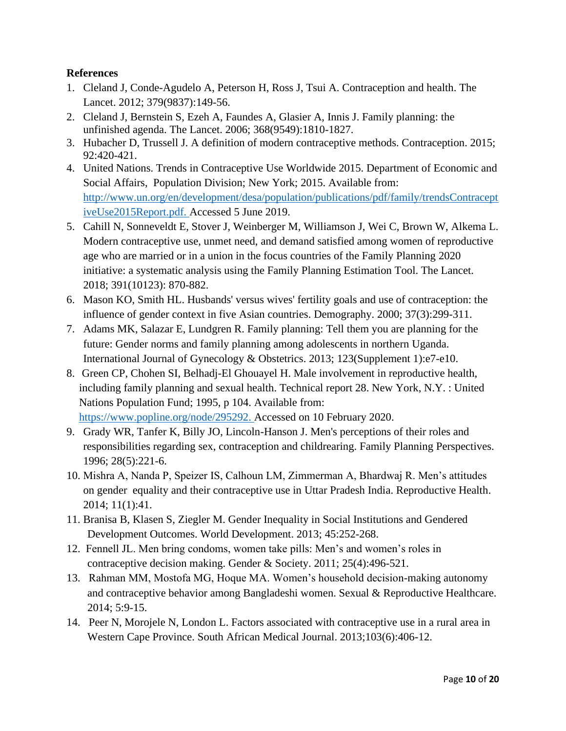**References**

1. Cleland J, Conde-Agudelo A, Peterson H, Ross J, Tsui A. Contraception and health. The Lancet. 2012; 379(9837):149-56.
2. Cleland J, Bernstein S, Ezeh A, Faundes A, Glasier A, Innis J. Family planning: the unfinished agenda. The Lancet. 2006; 368(9549):1810-1827.
3. Hubacher D, Trussell J. A definition of modern contraceptive methods. Contraception. 2015; 92:420-421.
4. United Nations. Trends in Contraceptive Use Worldwide 2015. Department of Economic and Social Affairs, Population Division; New York; 2015. Available from: http://www.un.org/en/development/desa/population/publications/pdf/family/trendsContraceptiveUse2015Report.pdf. Accessed 5 June 2019.
5. Cahill N, Sonneveldt E, Stover J, Weinberger M, Williamson J, Wei C, Brown W, Alkema L. Modern contraceptive use, unmet need, and demand satisfied among women of reproductive age who are married or in a union in the focus countries of the Family Planning 2020 initiative: a systematic analysis using the Family Planning Estimation Tool. The Lancet. 2018; 391(10123): 870-882.
6. Mason KO, Smith HL. Husbands' versus wives' fertility goals and use of contraception: the influence of gender context in five Asian countries. Demography. 2000; 37(3):299-311.
7. Adams MK, Salazar E, Lundgren R. Family planning: Tell them you are planning for the future: Gender norms and family planning among adolescents in northern Uganda. International Journal of Gynecology & Obstetrics. 2013; 123(Supplement 1):e7-e10.
8. Green CP, Chohen SI, Belhadj-El Ghouayel H. Male involvement in reproductive health, including family planning and sexual health. Technical report 28. New York, N.Y. : United Nations Population Fund; 1995, p 104. Available from: https://www.popline.org/node/295292. Accessed on 10 February 2020.
9. Grady WR, Tanfer K, Billy JO, Lincoln-Hanson J. Men's perceptions of their roles and responsibilities regarding sex, contraception and childrearing. Family Planning Perspectives. 1996; 28(5):221-6.
10. Mishra A, Nanda P, Speizer IS, Calhoun LM, Zimmerman A, Bhardwaj R. Men's attitudes on gender equality and their contraceptive use in Uttar Pradesh India. Reproductive Health. 2014; 11(1):41.
11. Branisa B, Klasen S, Ziegler M. Gender Inequality in Social Institutions and Gendered Development Outcomes. World Development. 2013; 45:252-268.
12. Fennell JL. Men bring condoms, women take pills: Men's and women's roles in contraceptive decision making. Gender & Society. 2011; 25(4):496-521.
13. Rahman MM, Mostofa MG, Hoque MA. Women's household decision-making autonomy and contraceptive behavior among Bangladeshi women. Sexual & Reproductive Healthcare. 2014; 5:9-15.
14. Peer N, Morojele N, London L. Factors associated with contraceptive use in a rural area in Western Cape Province. South African Medical Journal. 2013;103(6):406-12.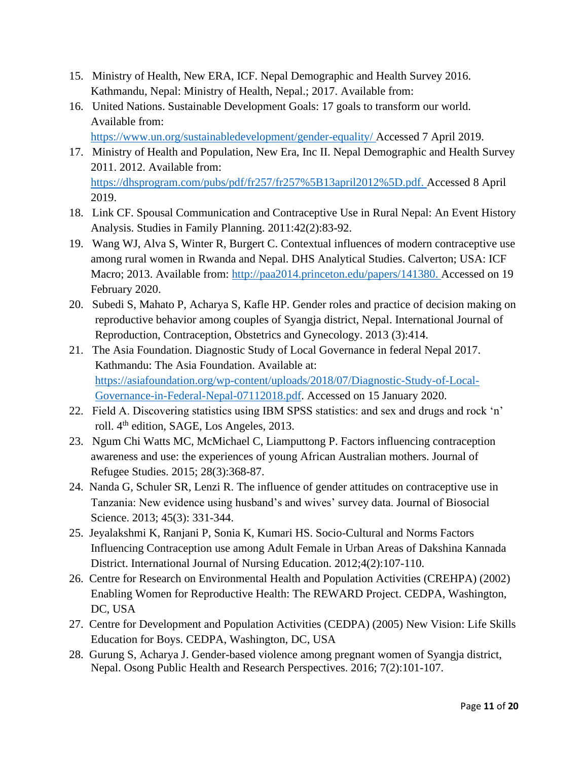15. Ministry of Health, New ERA, ICF. Nepal Demographic and Health Survey 2016. Kathmandu, Nepal: Ministry of Health, Nepal.; 2017. Available from:
16. United Nations. Sustainable Development Goals: 17 goals to transform our world. Available from: https://www.un.org/sustainabledevelopment/gender-equality/ Accessed 7 April 2019.
17. Ministry of Health and Population, New Era, Inc II. Nepal Demographic and Health Survey 2011. 2012. Available from: https://dhsprogram.com/pubs/pdf/fr257/fr257%5B13april2012%5D.pdf. Accessed 8 April 2019.
18. Link CF. Spousal Communication and Contraceptive Use in Rural Nepal: An Event History Analysis. Studies in Family Planning. 2011:42(2):83-92.
19. Wang WJ, Alva S, Winter R, Burgert C. Contextual influences of modern contraceptive use among rural women in Rwanda and Nepal. DHS Analytical Studies. Calverton; USA: ICF Macro; 2013. Available from: http://paa2014.princeton.edu/papers/141380. Accessed on 19 February 2020.
20. Subedi S, Mahato P, Acharya S, Kafle HP. Gender roles and practice of decision making on reproductive behavior among couples of Syangja district, Nepal. International Journal of Reproduction, Contraception, Obstetrics and Gynecology. 2013 (3):414.
21. The Asia Foundation. Diagnostic Study of Local Governance in federal Nepal 2017. Kathmandu: The Asia Foundation. Available at: https://asiafoundation.org/wp-content/uploads/2018/07/Diagnostic-Study-of-Local-Governance-in-Federal-Nepal-07112018.pdf. Accessed on 15 January 2020.
22. Field A. Discovering statistics using IBM SPSS statistics: and sex and drugs and rock 'n' roll. 4th edition, SAGE, Los Angeles, 2013.
23. Ngum Chi Watts MC, McMichael C, Liamputtong P. Factors influencing contraception awareness and use: the experiences of young African Australian mothers. Journal of Refugee Studies. 2015; 28(3):368-87.
24. Nanda G, Schuler SR, Lenzi R. The influence of gender attitudes on contraceptive use in Tanzania: New evidence using husband's and wives' survey data. Journal of Biosocial Science. 2013; 45(3): 331-344.
25. Jeyalakshmi K, Ranjani P, Sonia K, Kumari HS. Socio-Cultural and Norms Factors Influencing Contraception use among Adult Female in Urban Areas of Dakshina Kannada District. International Journal of Nursing Education. 2012;4(2):107-110.
26. Centre for Research on Environmental Health and Population Activities (CREHPA) (2002) Enabling Women for Reproductive Health: The REWARD Project. CEDPA, Washington, DC, USA
27. Centre for Development and Population Activities (CEDPA) (2005) New Vision: Life Skills Education for Boys. CEDPA, Washington, DC, USA
28. Gurung S, Acharya J. Gender-based violence among pregnant women of Syangja district, Nepal. Osong Public Health and Research Perspectives. 2016; 7(2):101-107.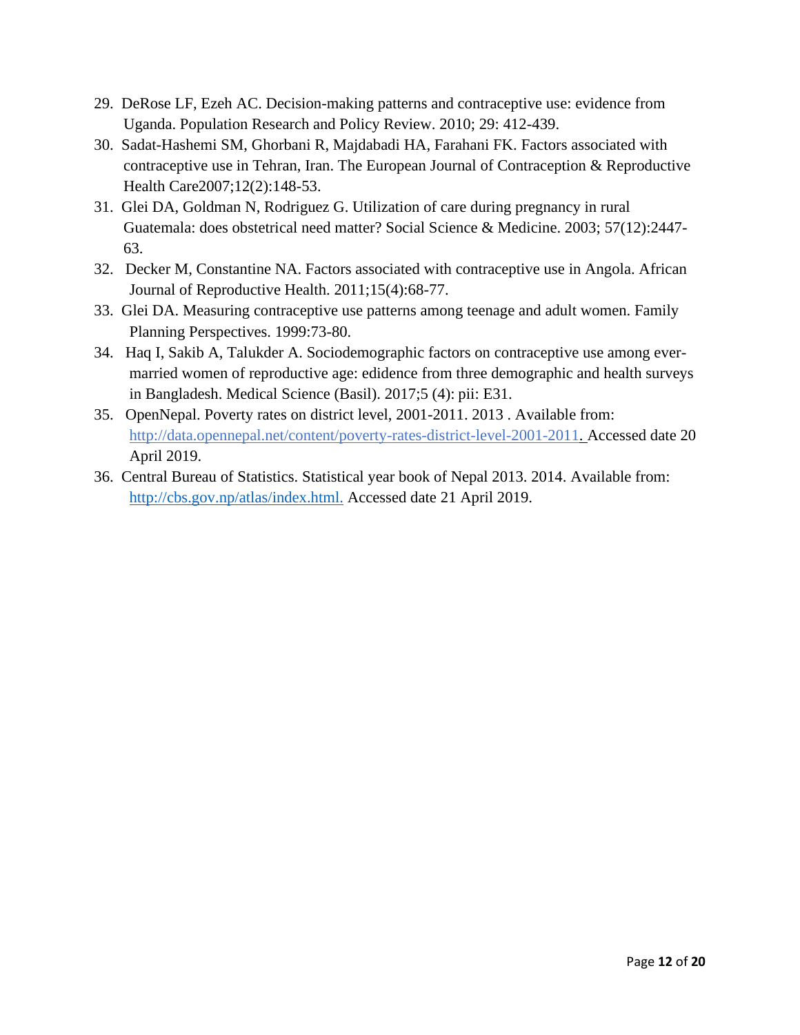29. DeRose LF, Ezeh AC. Decision-making patterns and contraceptive use: evidence from Uganda. Population Research and Policy Review. 2010; 29: 412-439.
30. Sadat-Hashemi SM, Ghorbani R, Majdabadi HA, Farahani FK. Factors associated with contraceptive use in Tehran, Iran. The European Journal of Contraception & Reproductive Health Care2007;12(2):148-53.
31. Glei DA, Goldman N, Rodriguez G. Utilization of care during pregnancy in rural Guatemala: does obstetrical need matter? Social Science & Medicine. 2003; 57(12):2447-63.
32. Decker M, Constantine NA. Factors associated with contraceptive use in Angola. African Journal of Reproductive Health. 2011;15(4):68-77.
33. Glei DA. Measuring contraceptive use patterns among teenage and adult women. Family Planning Perspectives. 1999:73-80.
34. Haq I, Sakib A, Talukder A. Sociodemographic factors on contraceptive use among ever-married women of reproductive age: edidence from three demographic and health surveys in Bangladesh. Medical Science (Basil). 2017;5 (4): pii: E31.
35. OpenNepal. Poverty rates on district level, 2001-2011. 2013 . Available from: http://data.opennepal.net/content/poverty-rates-district-level-2001-2011. Accessed date 20 April 2019.
36. Central Bureau of Statistics. Statistical year book of Nepal 2013. 2014. Available from: http://cbs.gov.np/atlas/index.html. Accessed date 21 April 2019.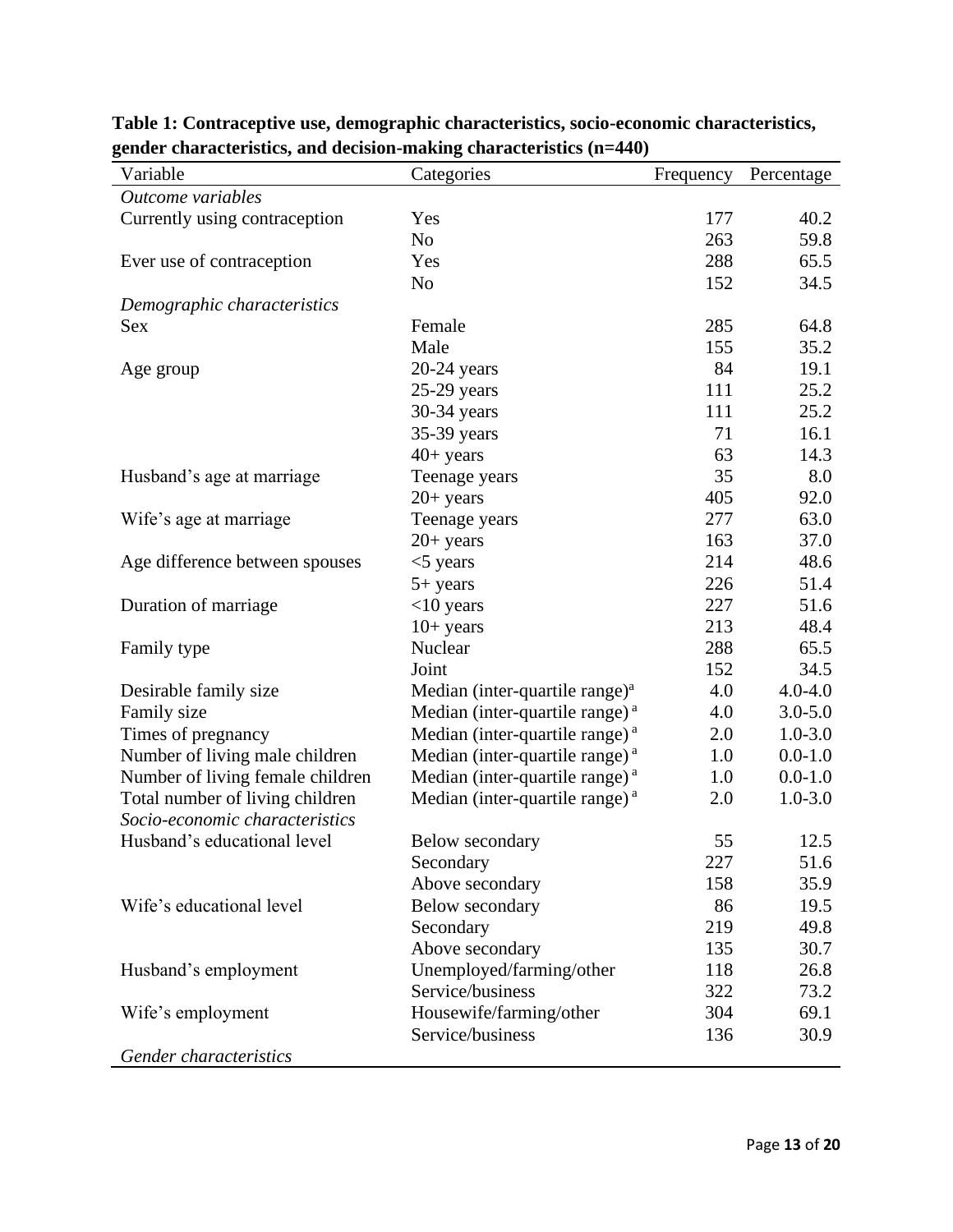**Table 1: Contraceptive use, demographic characteristics, socio-economic characteristics, gender characteristics, and decision-making characteristics (n=440)**

| Variable | Categories | Frequency | Percentage |
|---|---|---|---|
| *Outcome variables* | | | |
| Currently using contraception | Yes | 177 | 40.2 |
| | No | 263 | 59.8 |
| Ever use of contraception | Yes | 288 | 65.5 |
| | No | 152 | 34.5 |
| *Demographic characteristics* | | | |
| Sex | Female | 285 | 64.8 |
| | Male | 155 | 35.2 |
| Age group | 20-24 years | 84 | 19.1 |
| | 25-29 years | 111 | 25.2 |
| | 30-34 years | 111 | 25.2 |
| | 35-39 years | 71 | 16.1 |
| | 40+ years | 63 | 14.3 |
| Husband's age at marriage | Teenage years | 35 | 8.0 |
| | 20+ years | 405 | 92.0 |
| Wife's age at marriage | Teenage years | 277 | 63.0 |
| | 20+ years | 163 | 37.0 |
| Age difference between spouses | <5 years | 214 | 48.6 |
| | 5+ years | 226 | 51.4 |
| Duration of marriage | <10 years | 227 | 51.6 |
| | 10+ years | 213 | 48.4 |
| Family type | Nuclear | 288 | 65.5 |
| | Joint | 152 | 34.5 |
| Desirable family size | Median (inter-quartile range)[a] | 4.0 | 4.0-4.0 |
| Family size | Median (inter-quartile range)[a] | 4.0 | 3.0-5.0 |
| Times of pregnancy | Median (inter-quartile range)[a] | 2.0 | 1.0-3.0 |
| Number of living male children | Median (inter-quartile range)[a] | 1.0 | 0.0-1.0 |
| Number of living female children | Median (inter-quartile range)[a] | 1.0 | 0.0-1.0 |
| Total number of living children | Median (inter-quartile range)[a] | 2.0 | 1.0-3.0 |
| *Socio-economic characteristics* | | | |
| Husband's educational level | Below secondary | 55 | 12.5 |
| | Secondary | 227 | 51.6 |
| | Above secondary | 158 | 35.9 |
| Wife's educational level | Below secondary | 86 | 19.5 |
| | Secondary | 219 | 49.8 |
| | Above secondary | 135 | 30.7 |
| Husband's employment | Unemployed/farming/other | 118 | 26.8 |
| | Service/business | 322 | 73.2 |
| Wife's employment | Housewife/farming/other | 304 | 69.1 |
| | Service/business | 136 | 30.9 |
| *Gender characteristics* | | | |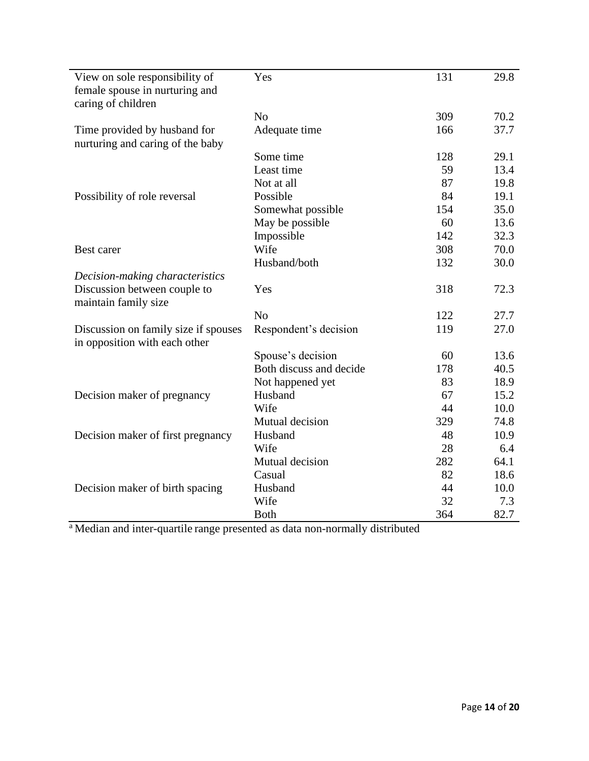| | | | |
|---|---|---|---|
| View on sole responsibility of female spouse in nurturing and caring of children | Yes | 131 | 29.8 |
| | No | 309 | 70.2 |
| Time provided by husband for nurturing and caring of the baby | Adequate time | 166 | 37.7 |
| | Some time | 128 | 29.1 |
| | Least time | 59 | 13.4 |
| | Not at all | 87 | 19.8 |
| Possibility of role reversal | Possible | 84 | 19.1 |
| | Somewhat possible | 154 | 35.0 |
| | May be possible | 60 | 13.6 |
| | Impossible | 142 | 32.3 |
| Best carer | Wife | 308 | 70.0 |
| | Husband/both | 132 | 30.0 |
| *Decision-making characteristics* | | | |
| Discussion between couple to maintain family size | Yes | 318 | 72.3 |
| | No | 122 | 27.7 |
| Discussion on family size if spouses in opposition with each other | Respondent's decision | 119 | 27.0 |
| | Spouse's decision | 60 | 13.6 |
| | Both discuss and decide | 178 | 40.5 |
| | Not happened yet | 83 | 18.9 |
| Decision maker of pregnancy | Husband | 67 | 15.2 |
| | Wife | 44 | 10.0 |
| | Mutual decision | 329 | 74.8 |
| Decision maker of first pregnancy | Husband | 48 | 10.9 |
| | Wife | 28 | 6.4 |
| | Mutual decision | 282 | 64.1 |
| | Casual | 82 | 18.6 |
| Decision maker of birth spacing | Husband | 44 | 10.0 |
| | Wife | 32 | 7.3 |
| | Both | 364 | 82.7 |

[a] Median and inter-quartile range presented as data non-normally distributed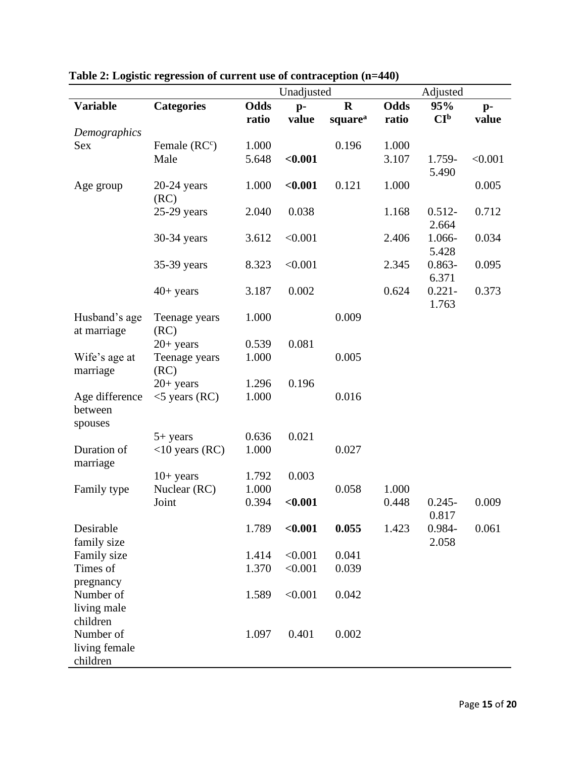**Table 2: Logistic regression of current use of contraception (n=440)**

| | | Unadjusted | | | Adjusted | | |
|---|---|---|---|---|---|---|---|
| **Variable** | **Categories** | **Odds ratio** | **p-value** | **R square[a]** | **Odds ratio** | **95% CI[b]** | **p-value** |
| *Demographics* | | | | | | | |
| Sex | Female (RC[c]) | 1.000 | | 0.196 | 1.000 | | |
| | Male | 5.648 | **<0.001** | | 3.107 | 1.759-5.490 | <0.001 |
| Age group | 20-24 years (RC) | 1.000 | **<0.001** | 0.121 | 1.000 | | 0.005 |
| | 25-29 years | 2.040 | 0.038 | | 1.168 | 0.512-2.664 | 0.712 |
| | 30-34 years | 3.612 | <0.001 | | 2.406 | 1.066-5.428 | 0.034 |
| | 35-39 years | 8.323 | <0.001 | | 2.345 | 0.863-6.371 | 0.095 |
| | 40+ years | 3.187 | 0.002 | | 0.624 | 0.221-1.763 | 0.373 |
| Husband's age at marriage | Teenage years (RC) | 1.000 | | 0.009 | | | |
| | 20+ years | 0.539 | 0.081 | | | | |
| Wife's age at marriage | Teenage years (RC) | 1.000 | | 0.005 | | | |
| | 20+ years | 1.296 | 0.196 | | | | |
| Age difference between spouses | <5 years (RC) | 1.000 | | 0.016 | | | |
| | 5+ years | 0.636 | 0.021 | | | | |
| Duration of marriage | <10 years (RC) | 1.000 | | 0.027 | | | |
| | 10+ years | 1.792 | 0.003 | | | | |
| Family type | Nuclear (RC) | 1.000 | | 0.058 | 1.000 | | |
| | Joint | 0.394 | **<0.001** | | 0.448 | 0.245-0.817 | 0.009 |
| Desirable family size | | 1.789 | **<0.001** | **0.055** | 1.423 | 0.984-2.058 | 0.061 |
| Family size | | 1.414 | <0.001 | 0.041 | | | |
| Times of pregnancy | | 1.370 | <0.001 | 0.039 | | | |
| Number of living male children | | 1.589 | <0.001 | 0.042 | | | |
| Number of living female children | | 1.097 | 0.401 | 0.002 | | | |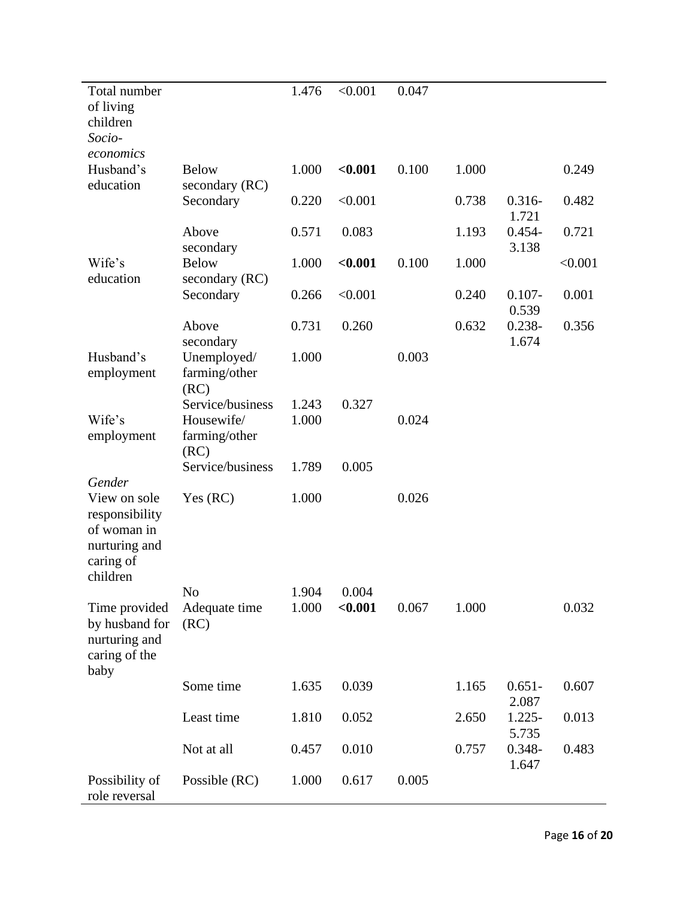| Total number of living children | | 1.476 | <0.001 | 0.047 | | | |
|---|---|---|---|---|---|---|---|
| *Socio-economics* | | | | | | | |
| Husband's education | Below secondary (RC) | 1.000 | **<0.001** | 0.100 | 1.000 | | 0.249 |
| | Secondary | 0.220 | <0.001 | | 0.738 | 0.316-1.721 | 0.482 |
| | Above secondary | 0.571 | 0.083 | | 1.193 | 0.454-3.138 | 0.721 |
| Wife's education | Below secondary (RC) | 1.000 | **<0.001** | 0.100 | 1.000 | | <0.001 |
| | Secondary | 0.266 | <0.001 | | 0.240 | 0.107-0.539 | 0.001 |
| | Above secondary | 0.731 | 0.260 | | 0.632 | 0.238-1.674 | 0.356 |
| Husband's employment | Unemployed/ farming/other (RC) | 1.000 | | 0.003 | | | |
| | Service/business | 1.243 | 0.327 | | | | |
| Wife's employment | Housewife/ farming/other (RC) | 1.000 | | 0.024 | | | |
| | Service/business | 1.789 | 0.005 | | | | |
| *Gender* | | | | | | | |
| View on sole responsibility of woman in nurturing and caring of children | Yes (RC) | 1.000 | | 0.026 | | | |
| | No | 1.904 | 0.004 | | | | |
| Time provided by husband for nurturing and caring of the baby | Adequate time (RC) | 1.000 | **<0.001** | 0.067 | 1.000 | | 0.032 |
| | Some time | 1.635 | 0.039 | | 1.165 | 0.651-2.087 | 0.607 |
| | Least time | 1.810 | 0.052 | | 2.650 | 1.225-5.735 | 0.013 |
| | Not at all | 0.457 | 0.010 | | 0.757 | 0.348-1.647 | 0.483 |
| Possibility of role reversal | Possible (RC) | 1.000 | 0.617 | 0.005 | | | |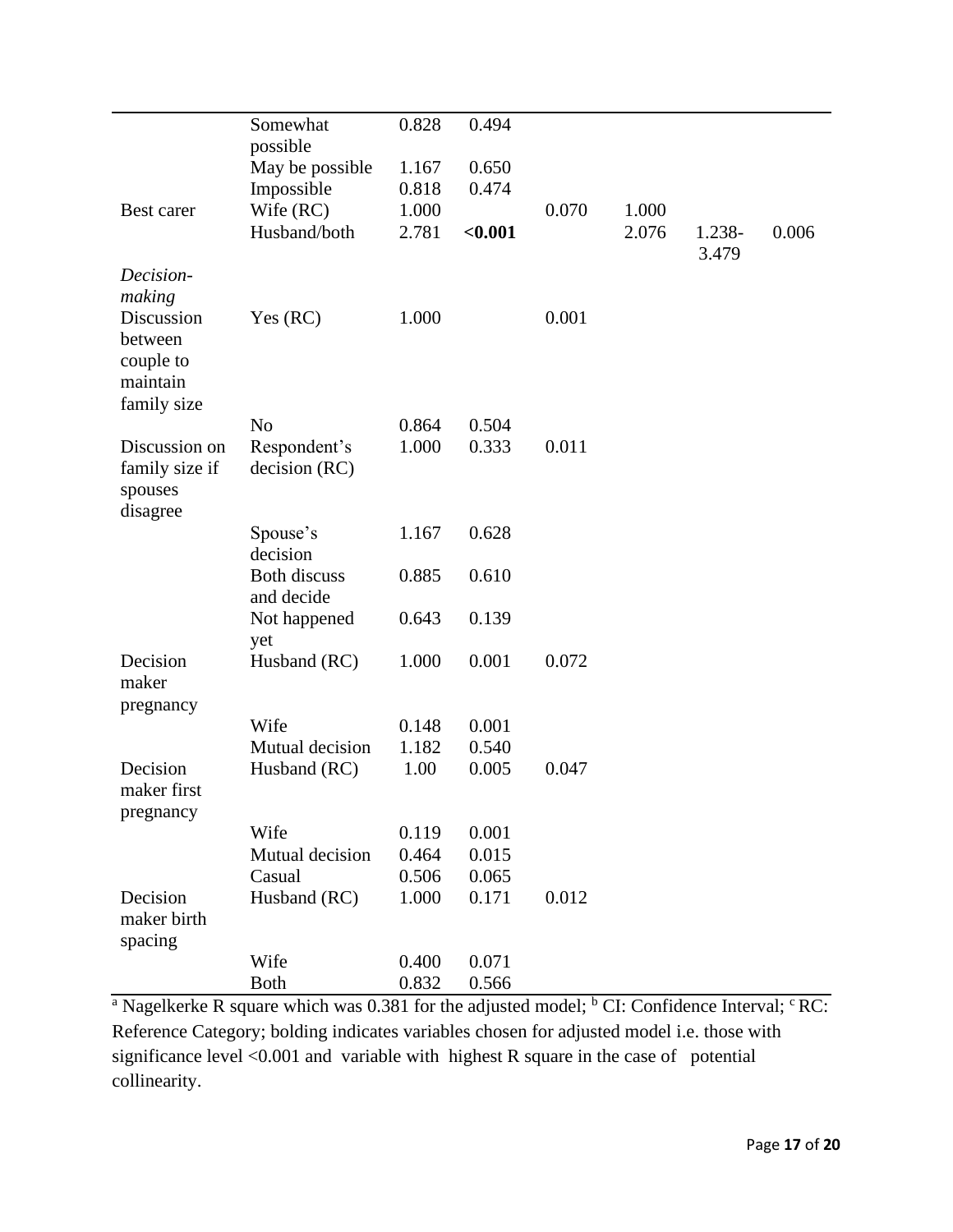| | | | | | | | |
|---|---|---|---|---|---|---|---|
| | Somewhat possible | 0.828 | 0.494 | | | | |
| | May be possible | 1.167 | 0.650 | | | | |
| | Impossible | 0.818 | 0.474 | | | | |
| Best carer | Wife (RC) | 1.000 | | 0.070 | 1.000 | | |
| | Husband/both | 2.781 | **<0.001** | | 2.076 | 1.238-3.479 | 0.006 |
| *Decision-making* | | | | | | | |
| Discussion between couple to maintain family size | Yes (RC) | 1.000 | | 0.001 | | | |
| | No | 0.864 | 0.504 | | | | |
| Discussion on family size if spouses disagree | Respondent's decision (RC) | 1.000 | 0.333 | 0.011 | | | |
| | Spouse's decision | 1.167 | 0.628 | | | | |
| | Both discuss and decide | 0.885 | 0.610 | | | | |
| | Not happened yet | 0.643 | 0.139 | | | | |
| Decision maker pregnancy | Husband (RC) | 1.000 | 0.001 | 0.072 | | | |
| | Wife | 0.148 | 0.001 | | | | |
| | Mutual decision | 1.182 | 0.540 | | | | |
| Decision maker first pregnancy | Husband (RC) | 1.00 | 0.005 | 0.047 | | | |
| | Wife | 0.119 | 0.001 | | | | |
| | Mutual decision | 0.464 | 0.015 | | | | |
| | Casual | 0.506 | 0.065 | | | | |
| Decision maker birth spacing | Husband (RC) | 1.000 | 0.171 | 0.012 | | | |
| | Wife | 0.400 | 0.071 | | | | |
| | Both | 0.832 | 0.566 | | | | |

[a] Nagelkerke R square which was 0.381 for the adjusted model; [b] CI: Confidence Interval; [c] RC: Reference Category; bolding indicates variables chosen for adjusted model i.e. those with significance level <0.001 and variable with highest R square in the case of potential collinearity.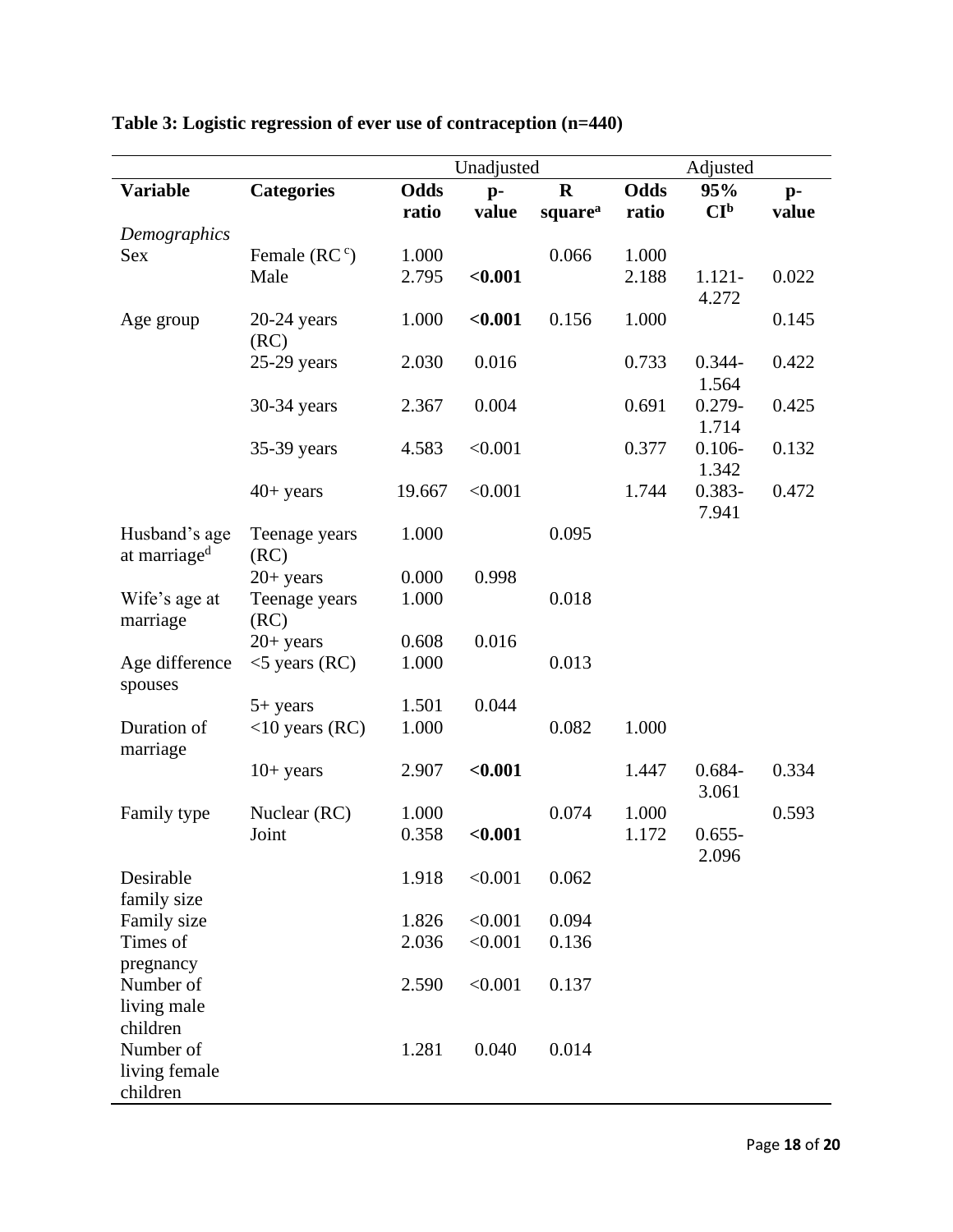**Table 3: Logistic regression of ever use of contraception (n=440)**

| | | Unadjusted | | | Adjusted | | |
|---|---|---|---|---|---|---|---|
| **Variable** | **Categories** | **Odds ratio** | **p-value** | **R square[a]** | **Odds ratio** | **95% CI[b]** | **p-value** |
| *Demographics* | | | | | | | |
| Sex | Female (RC[c]) | 1.000 | | 0.066 | 1.000 | | |
| | Male | 2.795 | **<0.001** | | 2.188 | 1.121-4.272 | 0.022 |
| Age group | 20-24 years (RC) | 1.000 | **<0.001** | 0.156 | 1.000 | | 0.145 |
| | 25-29 years | 2.030 | 0.016 | | 0.733 | 0.344-1.564 | 0.422 |
| | 30-34 years | 2.367 | 0.004 | | 0.691 | 0.279-1.714 | 0.425 |
| | 35-39 years | 4.583 | <0.001 | | 0.377 | 0.106-1.342 | 0.132 |
| | 40+ years | 19.667 | <0.001 | | 1.744 | 0.383-7.941 | 0.472 |
| Husband's age at marriage[d] | Teenage years (RC) | 1.000 | | 0.095 | | | |
| | 20+ years | 0.000 | 0.998 | | | | |
| Wife's age at marriage | Teenage years (RC) | 1.000 | | 0.018 | | | |
| | 20+ years | 0.608 | 0.016 | | | | |
| Age difference spouses | <5 years (RC) | 1.000 | | 0.013 | | | |
| | 5+ years | 1.501 | 0.044 | | | | |
| Duration of marriage | <10 years (RC) | 1.000 | | 0.082 | 1.000 | | |
| | 10+ years | 2.907 | **<0.001** | | 1.447 | 0.684-3.061 | 0.334 |
| Family type | Nuclear (RC) | 1.000 | | 0.074 | 1.000 | | 0.593 |
| | Joint | 0.358 | **<0.001** | | 1.172 | 0.655-2.096 | |
| Desirable family size | | 1.918 | <0.001 | 0.062 | | | |
| Family size | | 1.826 | <0.001 | 0.094 | | | |
| Times of pregnancy | | 2.036 | <0.001 | 0.136 | | | |
| Number of living male children | | 2.590 | <0.001 | 0.137 | | | |
| Number of living female children | | 1.281 | 0.040 | 0.014 | | | |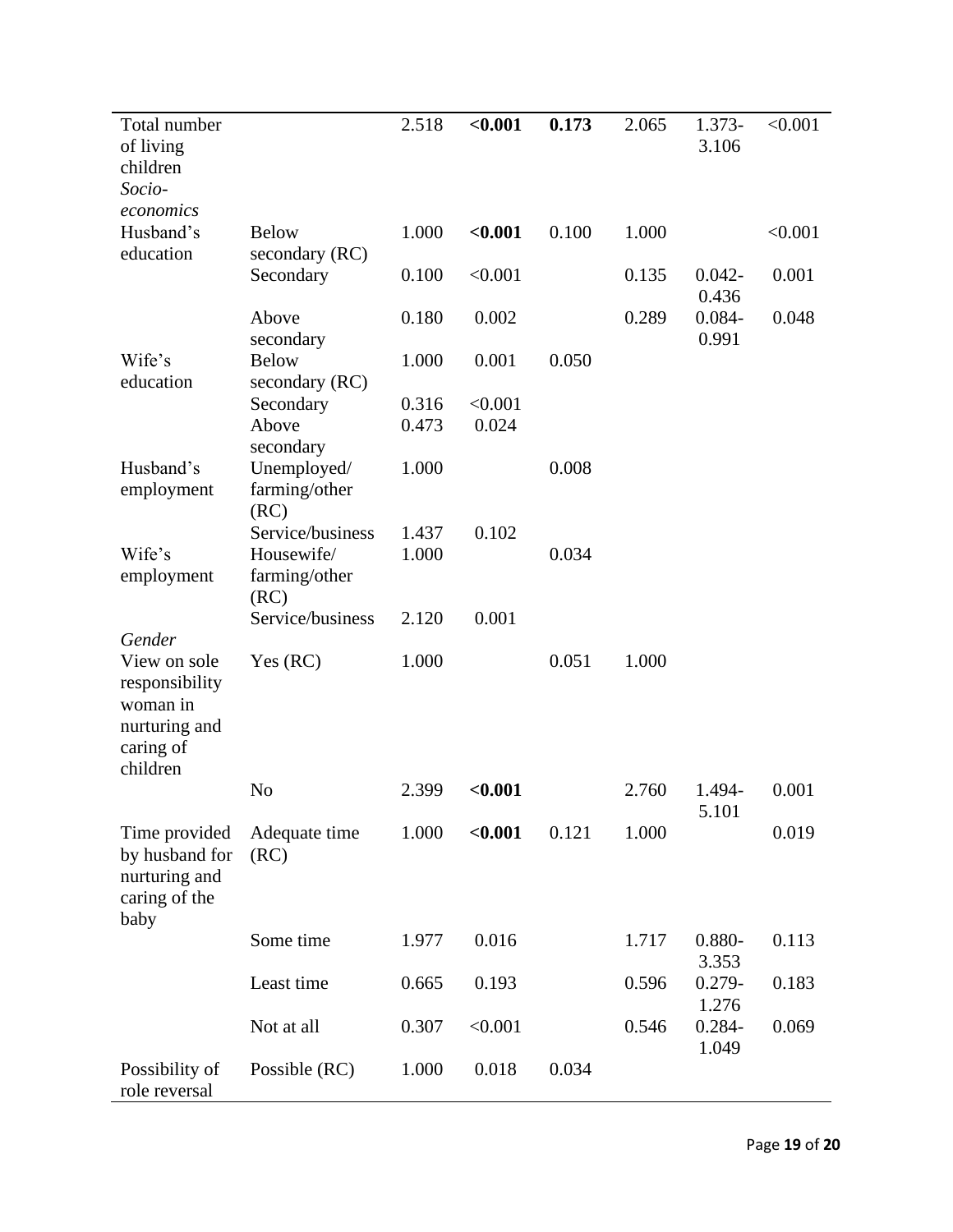| | | | | | | | |
|---|---|---|---|---|---|---|---|
| Total number of living children | | 2.518 | **<0.001** | **0.173** | 2.065 | 1.373-3.106 | <0.001 |
| *Socio-economics* | | | | | | | |
| Husband's education | Below secondary (RC) | 1.000 | **<0.001** | 0.100 | 1.000 | | <0.001 |
| | Secondary | 0.100 | <0.001 | | 0.135 | 0.042-0.436 | 0.001 |
| | Above secondary | 0.180 | 0.002 | | 0.289 | 0.084-0.991 | 0.048 |
| Wife's education | Below secondary (RC) | 1.000 | 0.001 | 0.050 | | | |
| | Secondary | 0.316 | <0.001 | | | | |
| | Above secondary | 0.473 | 0.024 | | | | |
| Husband's employment | Unemployed/ farming/other (RC) | 1.000 | | 0.008 | | | |
| | Service/business | 1.437 | 0.102 | | | | |
| Wife's employment | Housewife/ farming/other (RC) | 1.000 | | 0.034 | | | |
| | Service/business | 2.120 | 0.001 | | | | |
| *Gender* | | | | | | | |
| View on sole responsibility woman in nurturing and caring of children | Yes (RC) | 1.000 | | 0.051 | 1.000 | | |
| | No | 2.399 | **<0.001** | | 2.760 | 1.494-5.101 | 0.001 |
| Time provided by husband for nurturing and caring of the baby | Adequate time (RC) | 1.000 | **<0.001** | 0.121 | 1.000 | | 0.019 |
| | Some time | 1.977 | 0.016 | | 1.717 | 0.880-3.353 | 0.113 |
| | Least time | 0.665 | 0.193 | | 0.596 | 0.279-1.276 | 0.183 |
| | Not at all | 0.307 | <0.001 | | 0.546 | 0.284-1.049 | 0.069 |
| Possibility of role reversal | Possible (RC) | 1.000 | 0.018 | 0.034 | | | |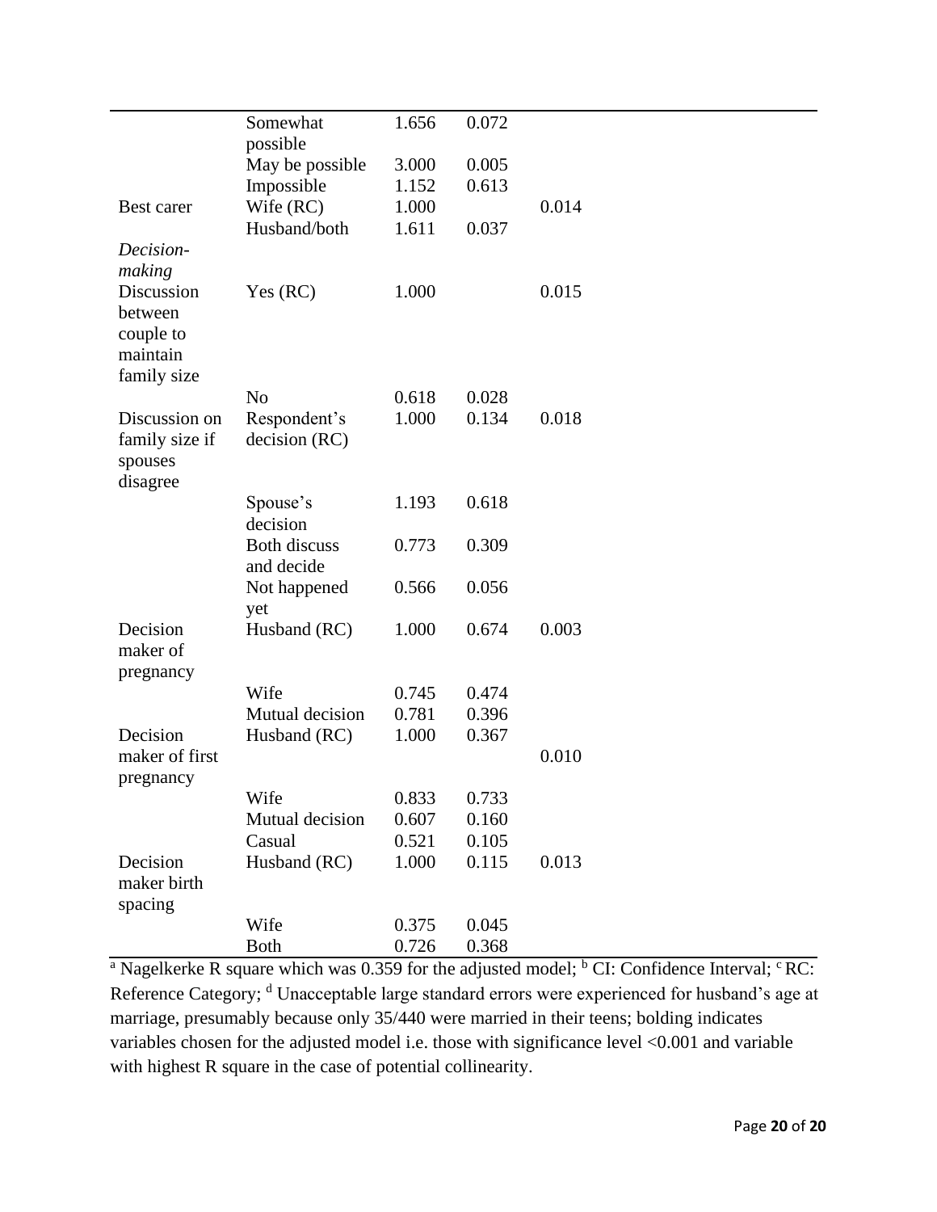| | | | | |
|---|---|---|---|---|
| | Somewhat possible | 1.656 | 0.072 | |
| | May be possible | 3.000 | 0.005 | |
| | Impossible | 1.152 | 0.613 | |
| Best carer | Wife (RC) | 1.000 | | 0.014 |
| | Husband/both | 1.611 | 0.037 | |
| *Decision-making* | | | | |
| Discussion between couple to maintain family size | Yes (RC) | 1.000 | | 0.015 |
| | No | 0.618 | 0.028 | |
| Discussion on family size if spouses disagree | Respondent's decision (RC) | 1.000 | 0.134 | 0.018 |
| | Spouse's decision | 1.193 | 0.618 | |
| | Both discuss and decide | 0.773 | 0.309 | |
| | Not happened yet | 0.566 | 0.056 | |
| Decision maker of pregnancy | Husband (RC) | 1.000 | 0.674 | 0.003 |
| | Wife | 0.745 | 0.474 | |
| | Mutual decision | 0.781 | 0.396 | |
| Decision maker of first pregnancy | Husband (RC) | 1.000 | 0.367 | 0.010 |
| | Wife | 0.833 | 0.733 | |
| | Mutual decision | 0.607 | 0.160 | |
| | Casual | 0.521 | 0.105 | |
| Decision maker birth spacing | Husband (RC) | 1.000 | 0.115 | 0.013 |
| | Wife | 0.375 | 0.045 | |
| | Both | 0.726 | 0.368 | |

[a] Nagelkerke R square which was 0.359 for the adjusted model; [b] CI: Confidence Interval; [c] RC: Reference Category; [d] Unacceptable large standard errors were experienced for husband's age at marriage, presumably because only 35/440 were married in their teens; bolding indicates variables chosen for the adjusted model i.e. those with significance level <0.001 and variable with highest R square in the case of potential collinearity.